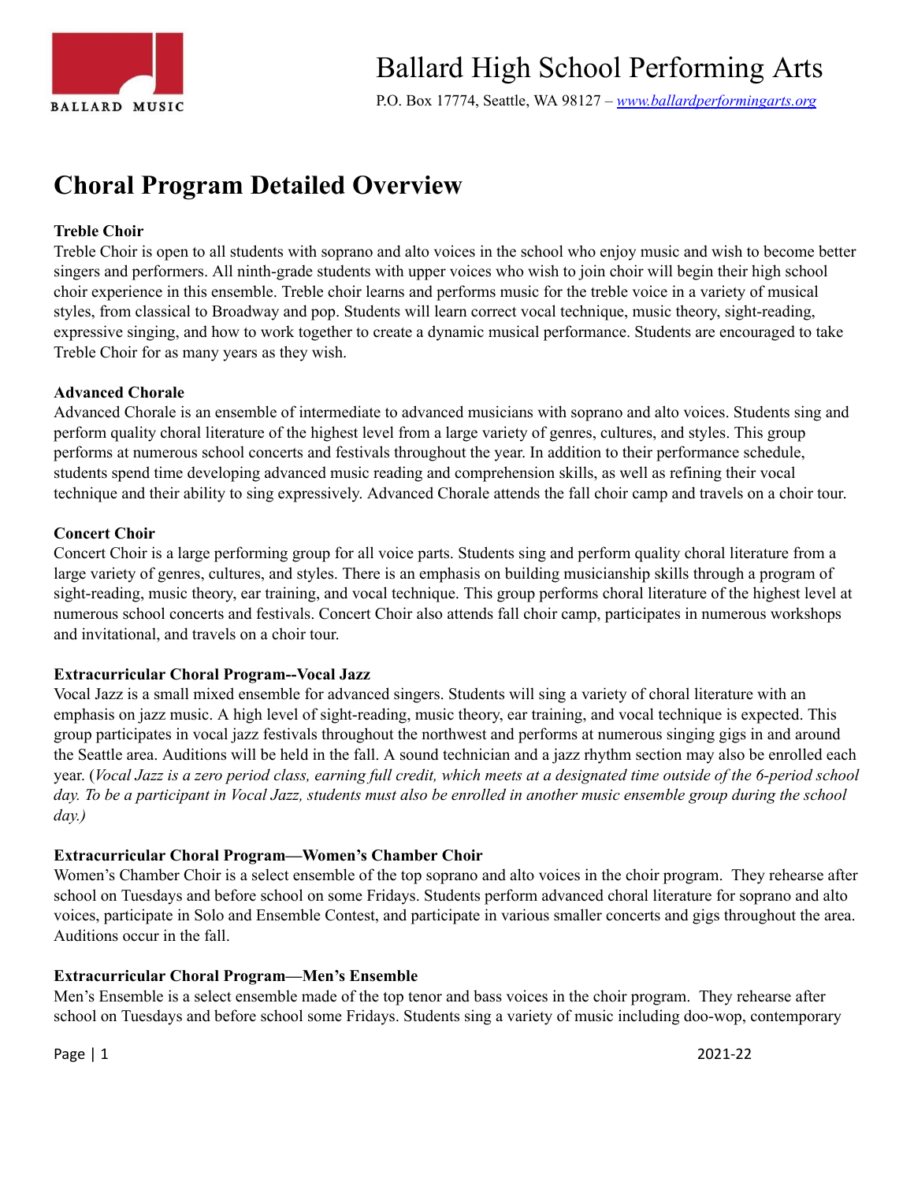# Ballard High School Performing Arts

P.O. Box 17774, Seattle, WA 98127 – [www.ballardperformingarts.org](www.ballardperformingarts.org)

## Choral Program Detailed Overview

**Treble Choir**
Treble Choir is open to all students with soprano and alto voices in the school who enjoy music and wish to become better singers and performers. All ninth-grade students with upper voices who wish to join choir will begin their high school choir experience in this ensemble. Treble choir learns and performs music for the treble voice in a variety of musical styles, from classical to Broadway and pop. Students will learn correct vocal technique, music theory, sight-reading, expressive singing, and how to work together to create a dynamic musical performance. Students are encouraged to take Treble Choir for as many years as they wish.

**Advanced Chorale**
Advanced Chorale is an ensemble of intermediate to advanced musicians with soprano and alto voices. Students sing and perform quality choral literature of the highest level from a large variety of genres, cultures, and styles. This group performs at numerous school concerts and festivals throughout the year. In addition to their performance schedule, students spend time developing advanced music reading and comprehension skills, as well as refining their vocal technique and their ability to sing expressively. Advanced Chorale attends the fall choir camp and travels on a choir tour.

**Concert Choir**
Concert Choir is a large performing group for all voice parts. Students sing and perform quality choral literature from a large variety of genres, cultures, and styles. There is an emphasis on building musicianship skills through a program of sight-reading, music theory, ear training, and vocal technique. This group performs choral literature of the highest level at numerous school concerts and festivals. Concert Choir also attends fall choir camp, participates in numerous workshops and invitational, and travels on a choir tour.

**Extracurricular Choral Program--Vocal Jazz**
Vocal Jazz is a small mixed ensemble for advanced singers. Students will sing a variety of choral literature with an emphasis on jazz music. A high level of sight-reading, music theory, ear training, and vocal technique is expected. This group participates in vocal jazz festivals throughout the northwest and performs at numerous singing gigs in and around the Seattle area. Auditions will be held in the fall. A sound technician and a jazz rhythm section may also be enrolled each year. (*Vocal Jazz is a zero period class, earning full credit, which meets at a designated time outside of the 6-period school day. To be a participant in Vocal Jazz, students must also be enrolled in another music ensemble group during the school day.)*

**Extracurricular Choral Program—Women's Chamber Choir**
Women's Chamber Choir is a select ensemble of the top soprano and alto voices in the choir program. They rehearse after school on Tuesdays and before school on some Fridays. Students perform advanced choral literature for soprano and alto voices, participate in Solo and Ensemble Contest, and participate in various smaller concerts and gigs throughout the area. Auditions occur in the fall.

**Extracurricular Choral Program—Men's Ensemble**
Men's Ensemble is a select ensemble made of the top tenor and bass voices in the choir program. They rehearse after school on Tuesdays and before school some Fridays. Students sing a variety of music including doo-wop, contemporary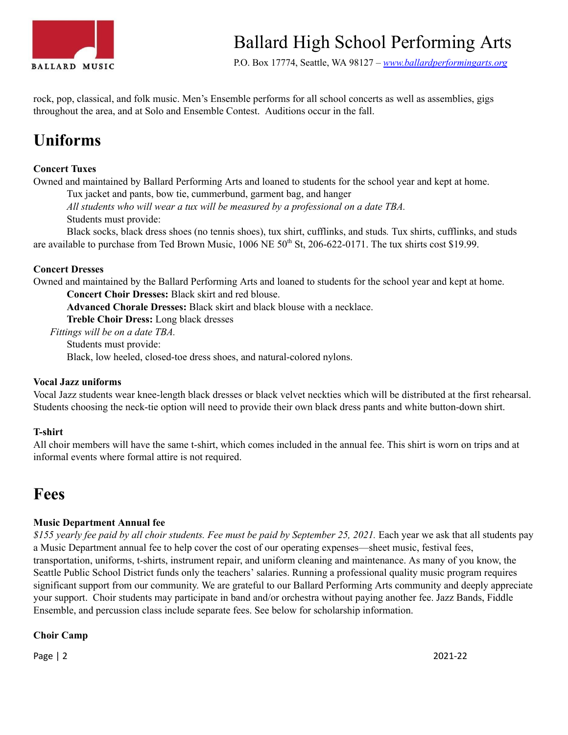rock, pop, classical, and folk music. Men's Ensemble performs for all school concerts as well as assemblies, gigs throughout the area, and at Solo and Ensemble Contest. Auditions occur in the fall.

# Uniforms

**Concert Tuxes**

Owned and maintained by Ballard Performing Arts and loaned to students for the school year and kept at home.

Tux jacket and pants, bow tie, cummerbund, garment bag, and hanger

*All students who will wear a tux will be measured by a professional on a date TBA.*

Students must provide:

Black socks, black dress shoes (no tennis shoes), tux shirt, cufflinks, and studs. Tux shirts, cufflinks, and studs are available to purchase from Ted Brown Music, 1006 NE 50th St, 206-622-0171. The tux shirts cost $19.99.

**Concert Dresses**

Owned and maintained by the Ballard Performing Arts and loaned to students for the school year and kept at home.

**Concert Choir Dresses:** Black skirt and red blouse.

**Advanced Chorale Dresses:** Black skirt and black blouse with a necklace.

**Treble Choir Dress:** Long black dresses

*Fittings will be on a date TBA.*

Students must provide:

Black, low heeled, closed-toe dress shoes, and natural-colored nylons.

**Vocal Jazz uniforms**

Vocal Jazz students wear knee-length black dresses or black velvet neckties which will be distributed at the first rehearsal. Students choosing the neck-tie option will need to provide their own black dress pants and white button-down shirt.

**T-shirt**

All choir members will have the same t-shirt, which comes included in the annual fee. This shirt is worn on trips and at informal events where formal attire is not required.

# Fees

**Music Department Annual fee**

*$155 yearly fee paid by all choir students. Fee must be paid by September 25, 2021.* Each year we ask that all students pay a Music Department annual fee to help cover the cost of our operating expenses—sheet music, festival fees, transportation, uniforms, t-shirts, instrument repair, and uniform cleaning and maintenance. As many of you know, the Seattle Public School District funds only the teachers' salaries. Running a professional quality music program requires significant support from our community. We are grateful to our Ballard Performing Arts community and deeply appreciate your support. Choir students may participate in band and/or orchestra without paying another fee. Jazz Bands, Fiddle Ensemble, and percussion class include separate fees. See below for scholarship information.

**Choir Camp**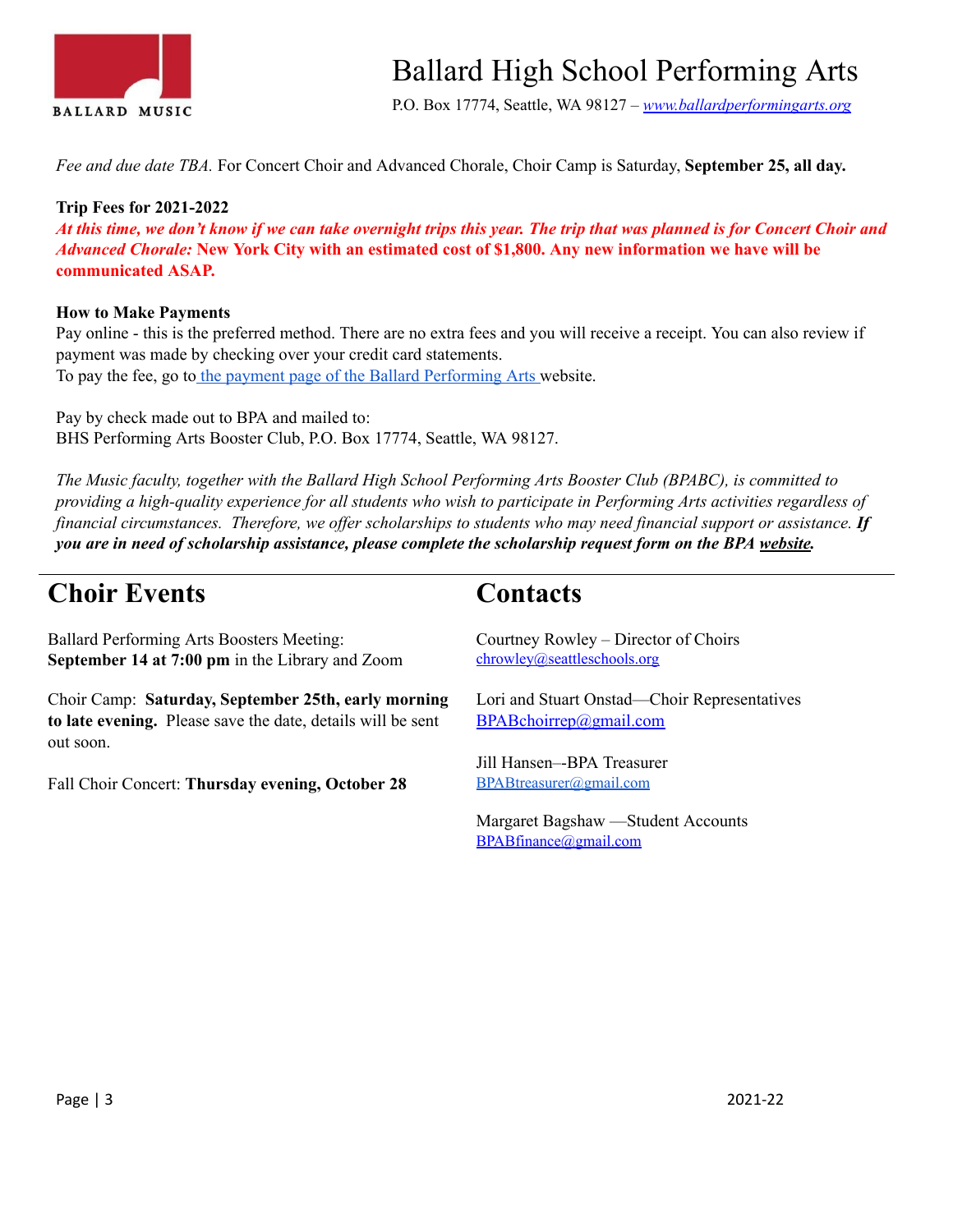# Ballard High School Performing Arts

P.O. Box 17774, Seattle, WA 98127 – *www.ballardperformingarts.org*

*Fee and due date TBA.* For Concert Choir and Advanced Chorale, Choir Camp is Saturday, **September 25, all day.**

**Trip Fees for 2021-2022**

***At this time, we don't know if we can take overnight trips this year. The trip that was planned is for Concert Choir and Advanced Chorale:*** **New York City with an estimated cost of $1,800. Any new information we have will be communicated ASAP.**

**How to Make Payments**

Pay online - this is the preferred method. There are no extra fees and you will receive a receipt. You can also review if payment was made by checking over your credit card statements.
To pay the fee, go to the payment page of the Ballard Performing Arts website.

Pay by check made out to BPA and mailed to:
BHS Performing Arts Booster Club, P.O. Box 17774, Seattle, WA 98127.

*The Music faculty, together with the Ballard High School Performing Arts Booster Club (BPABC), is committed to providing a high-quality experience for all students who wish to participate in Performing Arts activities regardless of financial circumstances. Therefore, we offer scholarships to students who may need financial support or assistance.* ***If you are in need of scholarship assistance, please complete the scholarship request form on the BPA website.***

## Choir Events

Ballard Performing Arts Boosters Meeting:
**September 14 at 7:00 pm** in the Library and Zoom

Choir Camp: **Saturday, September 25th, early morning to late evening.** Please save the date, details will be sent out soon.

Fall Choir Concert: **Thursday evening, October 28**

## Contacts

Courtney Rowley – Director of Choirs
chrowley@seattleschools.org

Lori and Stuart Onstad—Choir Representatives
BPABchoirrep@gmail.com

Jill Hansen–-BPA Treasurer
BPABtreasurer@gmail.com

Margaret Bagshaw —Student Accounts
BPABfinance@gmail.com